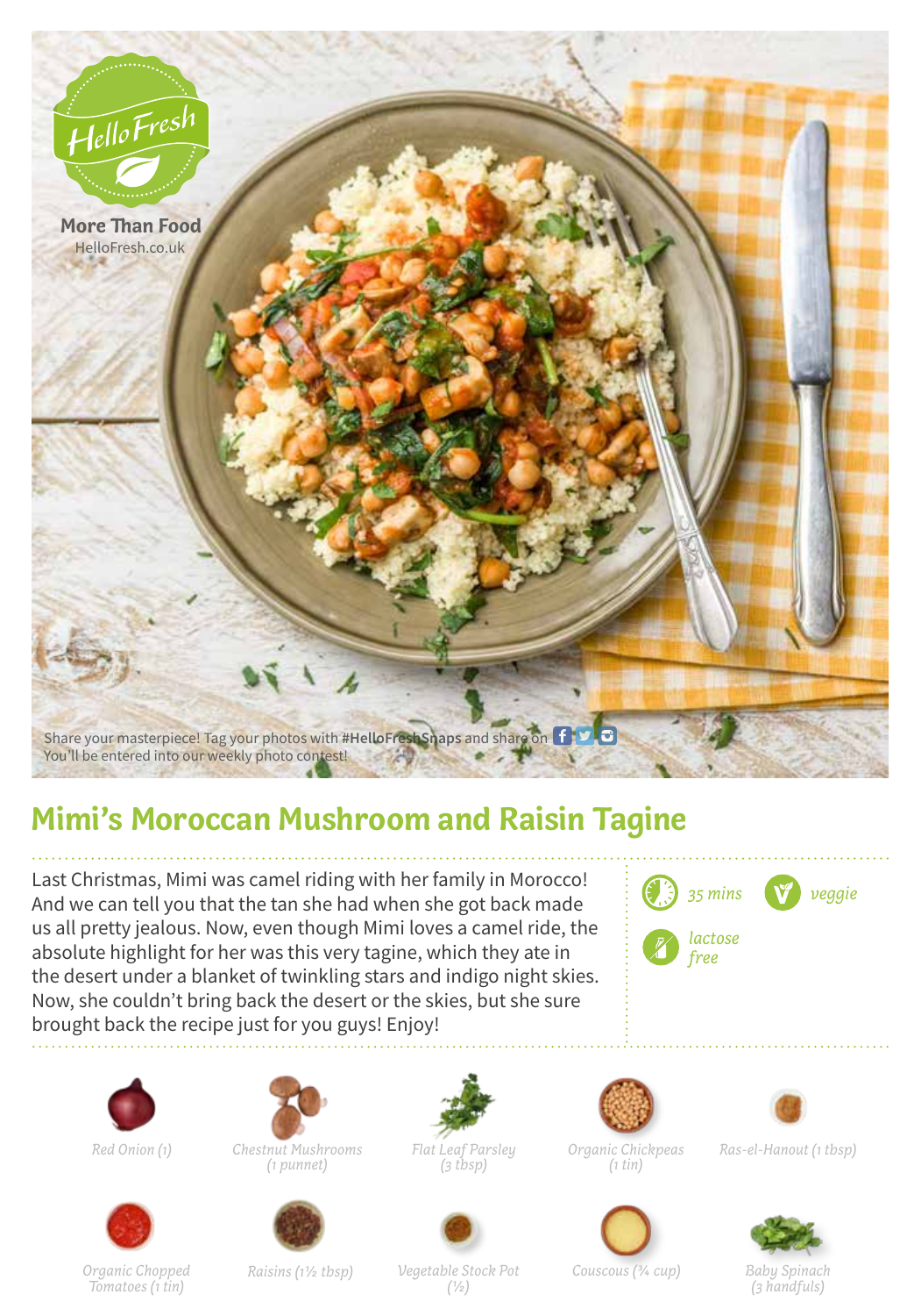HelloFresh

More Than Food
HelloFresh.co.uk

Share your masterpiece! Tag your photos with **#HelloFreshSnaps** and share on
You'll be entered into our weekly photo contest!

# Mimi's Moroccan Mushroom and Raisin Tagine

Last Christmas, Mimi was camel riding with her family in Morocco! And we can tell you that the tan she had when she got back made us all pretty jealous. Now, even though Mimi loves a camel ride, the absolute highlight for her was this very tagine, which they ate in the desert under a blanket of twinkling stars and indigo night skies. Now, she couldn't bring back the desert or the skies, but she sure brought back the recipe just for you guys! Enjoy!

*35 mins* | *veggie* | *lactose free*

- *Red Onion (1)*
- *Chestnut Mushrooms (1 punnet)*
- *Flat Leaf Parsley (3 tbsp)*
- *Organic Chickpeas (1 tin)*
- *Ras-el-Hanout (1 tbsp)*
- *Organic Chopped Tomatoes (1 tin)*
- *Raisins (1½ tbsp)*
- *Vegetable Stock Pot (½)*
- *Couscous (¾ cup)*
- *Baby Spinach (3 handfuls)*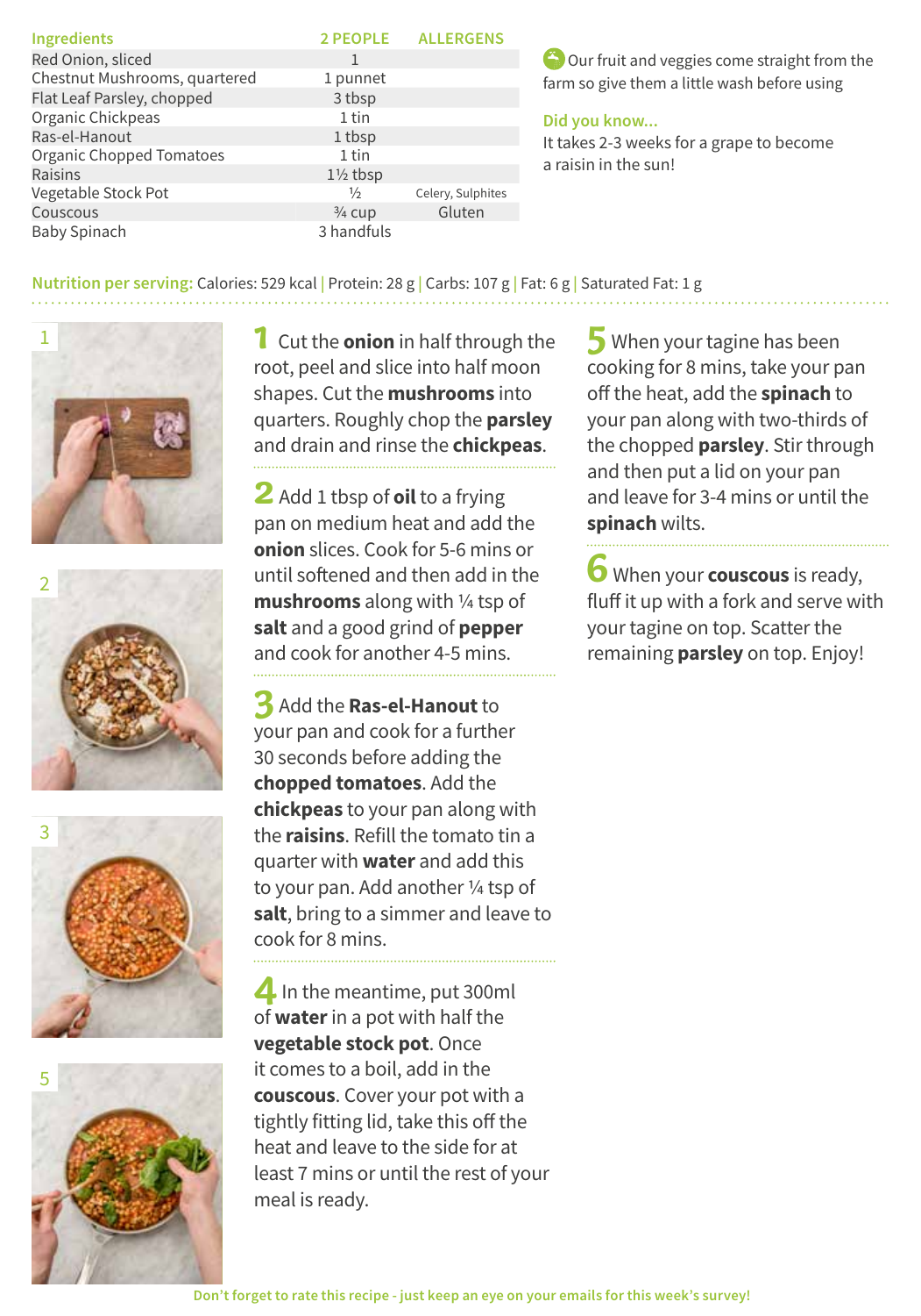| Ingredients | 2 PEOPLE | ALLERGENS |
| --- | --- | --- |
| Red Onion, sliced | 1 | |
| Chestnut Mushrooms, quartered | 1 punnet | |
| Flat Leaf Parsley, chopped | 3 tbsp | |
| Organic Chickpeas | 1 tin | |
| Ras-el-Hanout | 1 tbsp | |
| Organic Chopped Tomatoes | 1 tin | |
| Raisins | 1½ tbsp | |
| Vegetable Stock Pot | ½ | Celery, Sulphites |
| Couscous | ¾ cup | Gluten |
| Baby Spinach | 3 handfuls | |

Our fruit and veggies come straight from the farm so give them a little wash before using

**Did you know...**

It takes 2-3 weeks for a grape to become a raisin in the sun!

**Nutrition per serving:** Calories: 529 kcal | Protein: 28 g | Carbs: 107 g | Fat: 6 g | Saturated Fat: 1 g

**1** Cut the **onion** in half through the root, peel and slice into half moon shapes. Cut the **mushrooms** into quarters. Roughly chop the **parsley** and drain and rinse the **chickpeas**.

**2** Add 1 tbsp of **oil** to a frying pan on medium heat and add the **onion** slices. Cook for 5-6 mins or until softened and then add in the **mushrooms** along with ¼ tsp of **salt** and a good grind of **pepper** and cook for another 4-5 mins.

**3** Add the **Ras-el-Hanout** to your pan and cook for a further 30 seconds before adding the **chopped tomatoes**. Add the **chickpeas** to your pan along with the **raisins**. Refill the tomato tin a quarter with **water** and add this to your pan. Add another ¼ tsp of **salt**, bring to a simmer and leave to cook for 8 mins.

**4** In the meantime, put 300ml of **water** in a pot with half the **vegetable stock pot**. Once it comes to a boil, add in the **couscous**. Cover your pot with a tightly fitting lid, take this off the heat and leave to the side for at least 7 mins or until the rest of your meal is ready.

**5** When your tagine has been cooking for 8 mins, take your pan off the heat, add the **spinach** to your pan along with two-thirds of the chopped **parsley**. Stir through and then put a lid on your pan and leave for 3-4 mins or until the **spinach** wilts.

**6** When your **couscous** is ready, fluff it up with a fork and serve with your tagine on top. Scatter the remaining **parsley** on top. Enjoy!

Don't forget to rate this recipe - just keep an eye on your emails for this week's survey!